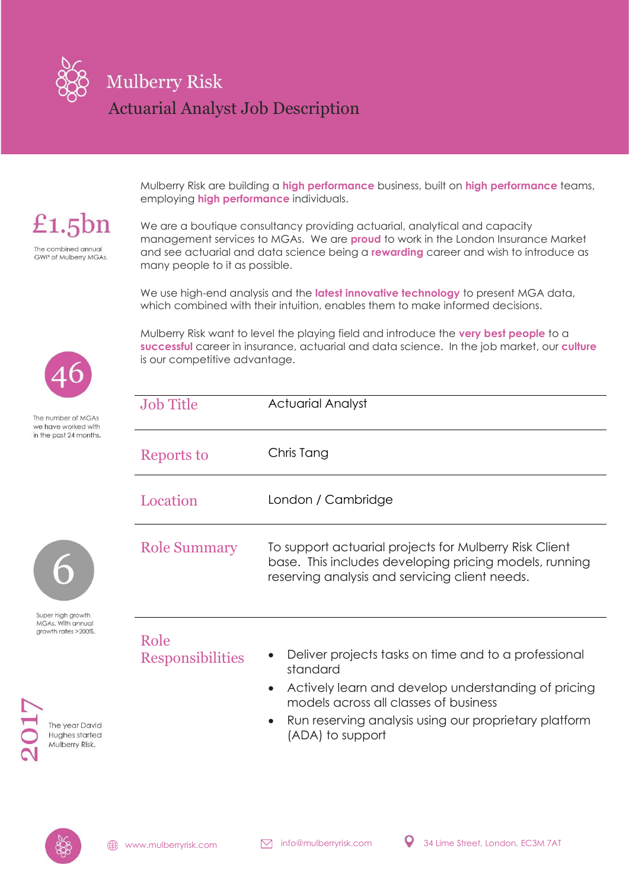# Mulberry Risk

## Actuarial Analyst Job Description

Mulberry Risk are building a **high performance** business, built on **high performance** teams, employing **high performance** individuals.

We are a boutique consultancy providing actuarial, analytical and capacity management services to MGAs. We are **proud** to work in the London Insurance Market and see actuarial and data science being a **rewarding** career and wish to introduce as many people to it as possible.

We use high-end analysis and the **latest innovative technology** to present MGA data, which combined with their intuition, enables them to make informed decisions.

Mulberry Risk want to level the playing field and introduce the **very best people** to a **successful** career in insurance, actuarial and data science. In the job market, our **culture** is our competitive advantage.

**£1.5bn** — The combined annual GWP of Mulberry MGAs.

**46** — The number of MGAs we have worked with in the past 24 months.

**6** — Super high growth MGAs. With annual growth rates >200%.

**2017** — The year David Hughes started Mulberry Risk.

| | |
|---|---|
| **Job Title** | Actuarial Analyst |
| **Reports to** | Chris Tang |
| **Location** | London / Cambridge |
| **Role Summary** | To support actuarial projects for Mulberry Risk Client base. This includes developing pricing models, running reserving analysis and servicing client needs. |
| **Role Responsibilities** | • Deliver projects tasks on time and to a professional standard<br>• Actively learn and develop understanding of pricing models across all classes of business<br>• Run reserving analysis using our proprietary platform (ADA) to support |

www.mulberryrisk.com | info@mulberryrisk.com | 34 Lime Street, London, EC3M 7AT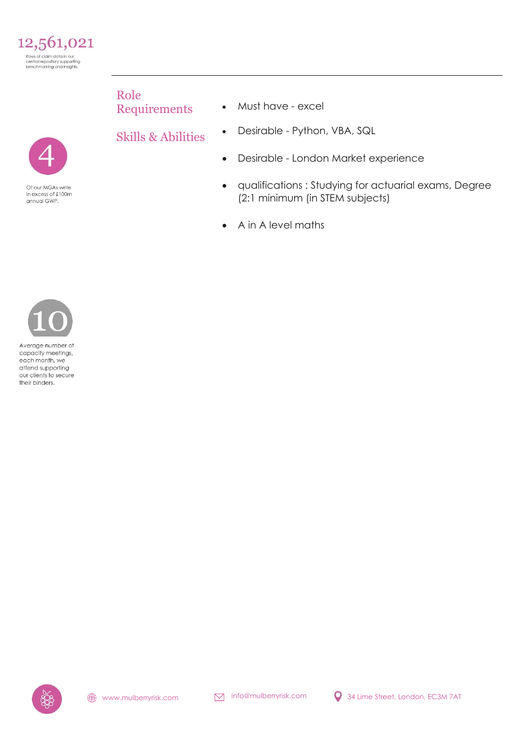12,561,021

Rows of claim data in our central repository supporting benchmarking and insights.

4

Of our MGAs write in excess of £100m annual GWP.

10

Average number of capacity meetings, each month, we attend supporting our clients to secure their binders.

## Role Requirements

## Skills & Abilities

- Must have - excel
- Desirable - Python, VBA, SQL
- Desirable - London Market experience
- qualifications : Studying for actuarial exams, Degree (2:1 minimum (in STEM subjects)
- A in A level maths

www.mulberryrisk.com   info@mulberryrisk.com   34 Lime Street, London, EC3M 7AT